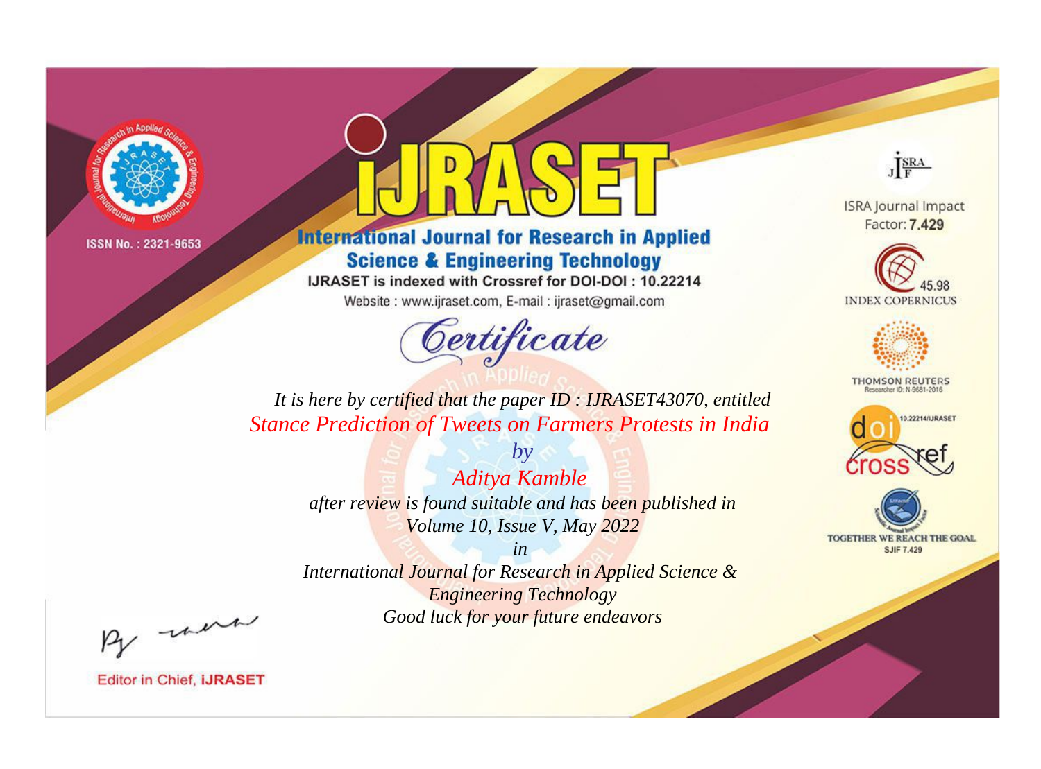ISSN No. : 2321-9653

# iJRASET

## International Journal for Research in Applied Science & Engineering Technology

IJRASET is indexed with Crossref for DOI-DOI : 10.22214

Website : www.ijraset.com, E-mail : ijraset@gmail.com

ISRA Journal Impact Factor: **7.429**

45.98 INDEX COPERNICUS

THOMSON REUTERS Researcher ID: N-9681-2016

10.22214/IJRASET

TOGETHER WE REACH THE GOAL SJIF 7.429

# *Certificate*

*It is here by certified that the paper ID : IJRASET43070, entitled*

*Stance Prediction of Tweets on Farmers Protests in India*

*by*

*Aditya Kamble*

*after review is found suitable and has been published in*

*Volume 10, Issue V, May 2022*

*in*

*International Journal for Research in Applied Science & Engineering Technology*

*Good luck for your future endeavors*

Editor in Chief, **iJRASET**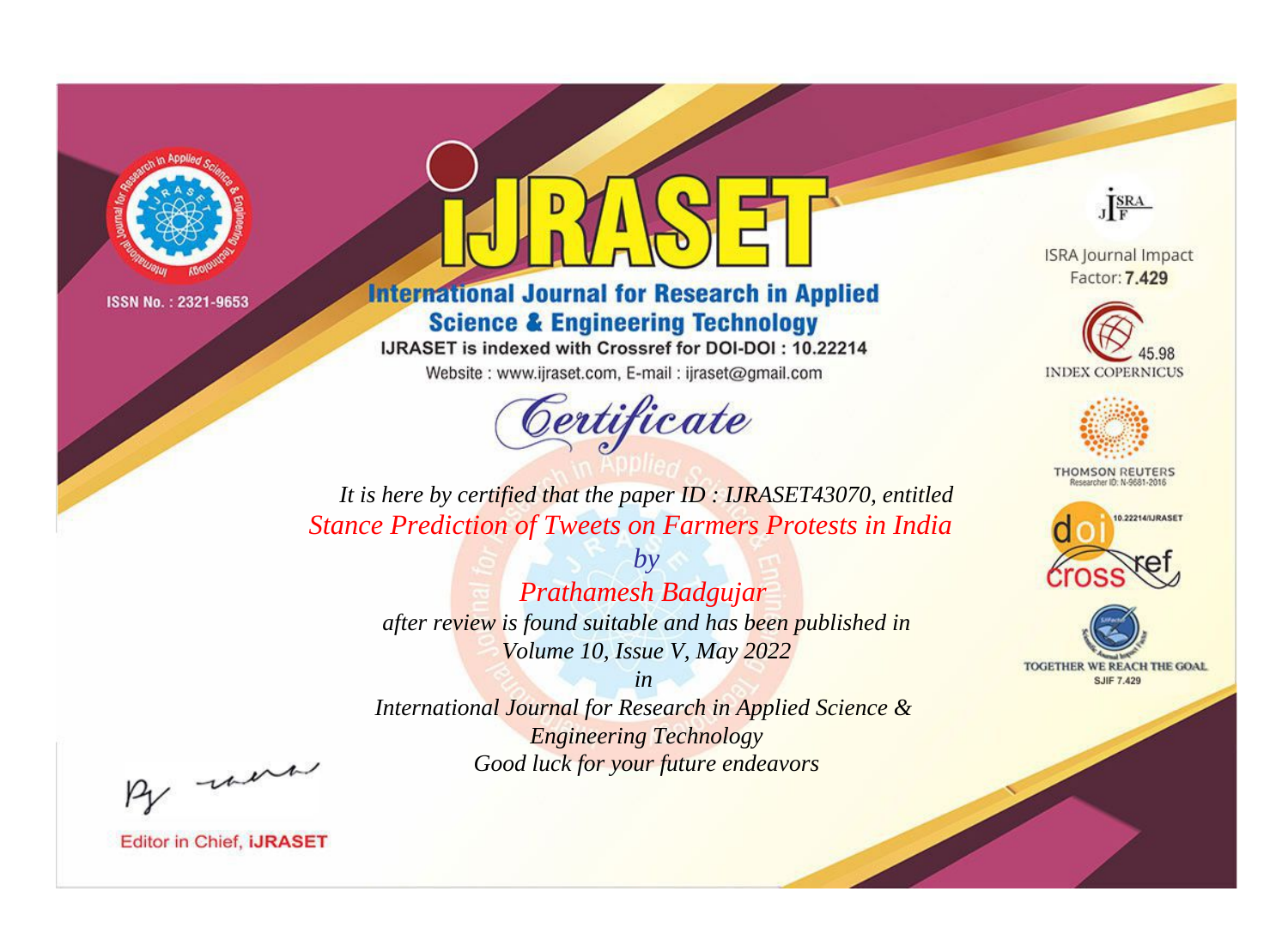ISSN No. : 2321-9653

# iJRASET

## International Journal for Research in Applied Science & Engineering Technology

IJRASET is indexed with Crossref for DOI-DOI : 10.22214

Website : www.ijraset.com, E-mail : ijraset@gmail.com

## Certificate

*It is here by certified that the paper ID : IJRASET43070, entitled*

*Stance Prediction of Tweets on Farmers Protests in India*

*by*

*Prathamesh Badgujar*

*after review is found suitable and has been published in*

*Volume 10, Issue V, May 2022*

*in*

*International Journal for Research in Applied Science & Engineering Technology*

*Good luck for your future endeavors*

ISRA Journal Impact Factor: **7.429**

45.98 INDEX COPERNICUS

THOMSON REUTERS Researcher ID: N-9681-2016

10.22214/IJRASET

TOGETHER WE REACH THE GOAL SJIF 7.429

Editor in Chief, **iJRASET**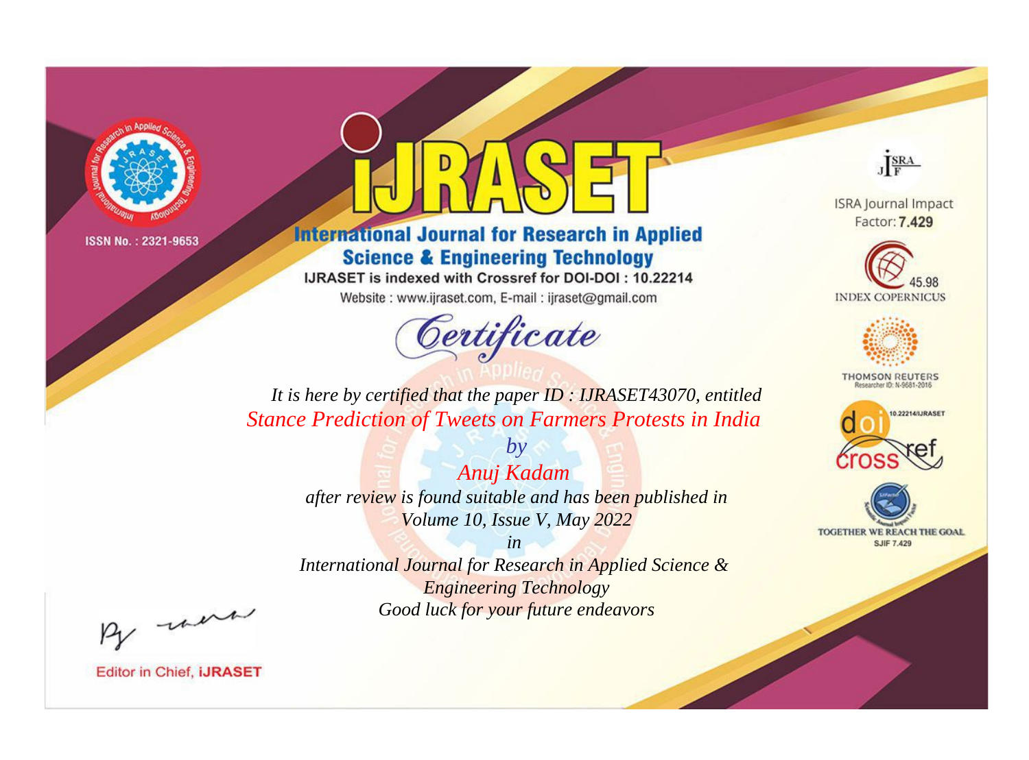ISSN No. : 2321-9653

# International Journal for Research in Applied Science & Engineering Technology

IJRASET is indexed with Crossref for DOI-DOI : 10.22214

Website : www.ijraset.com, E-mail : ijraset@gmail.com

## Certificate

*It is here by certified that the paper ID : IJRASET43070, entitled*

*Stance Prediction of Tweets on Farmers Protests in India*

*by*

*Anuj Kadam*

*after review is found suitable and has been published in*

*Volume 10, Issue V, May 2022*

*in*

*International Journal for Research in Applied Science & Engineering Technology*

*Good luck for your future endeavors*

ISRA Journal Impact Factor: **7.429**

45.98 INDEX COPERNICUS

THOMSON REUTERS Researcher ID: N-9681-2016

10.22214/IJRASET

TOGETHER WE REACH THE GOAL SJIF 7.429

Editor in Chief, **iJRASET**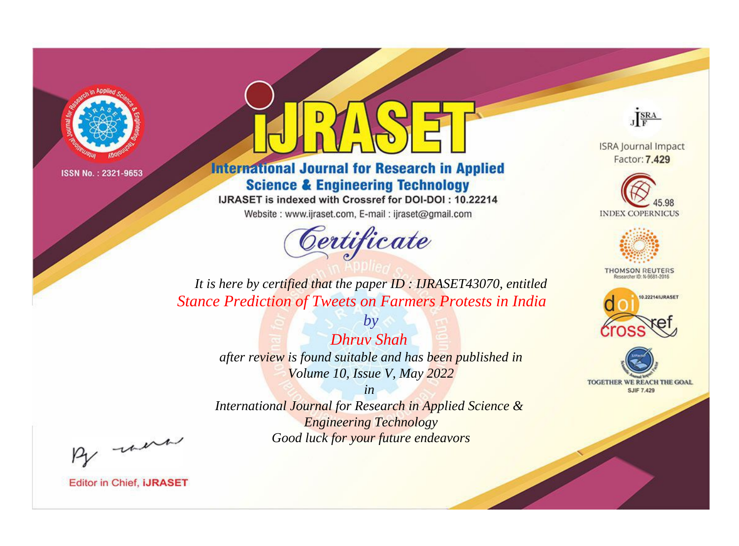ISSN No. : 2321-9653

# iJRASET

## International Journal for Research in Applied Science & Engineering Technology

IJRASET is indexed with Crossref for DOI-DOI : 10.22214

Website : www.ijraset.com, E-mail : ijraset@gmail.com

ISRA Journal Impact Factor: **7.429**

45.98 INDEX COPERNICUS

THOMSON REUTERS Researcher ID: N-9681-2016

10.22214/IJRASET

TOGETHER WE REACH THE GOAL SJIF 7.429

# Certificate

*It is here by certified that the paper ID : IJRASET43070, entitled*

*Stance Prediction of Tweets on Farmers Protests in India*

*by*

*Dhruv Shah*

*after review is found suitable and has been published in*

*Volume 10, Issue V, May 2022*

*in*

*International Journal for Research in Applied Science & Engineering Technology*

*Good luck for your future endeavors*

Editor in Chief, **iJRASET**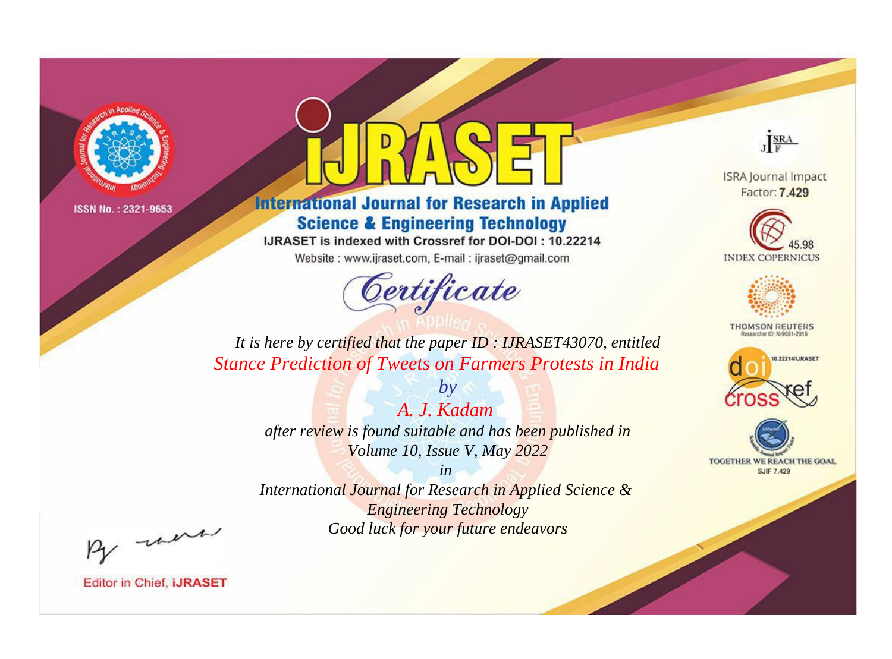ISSN No. : 2321-9653

# iJRASET

## International Journal for Research in Applied Science & Engineering Technology

IJRASET is indexed with Crossref for DOI-DOI : 10.22214

Website : www.ijraset.com, E-mail : ijraset@gmail.com

# Certificate

*It is here by certified that the paper ID : IJRASET43070, entitled*

*Stance Prediction of Tweets on Farmers Protests in India*

*by*

*A. J. Kadam*

*after review is found suitable and has been published in*

*Volume 10, Issue V, May 2022*

*in*

*International Journal for Research in Applied Science & Engineering Technology*

*Good luck for your future endeavors*

ISRA Journal Impact Factor: **7.429**

45.98 INDEX COPERNICUS

THOMSON REUTERS Researcher ID: N-9681-2016

10.22214/IJRASET

TOGETHER WE REACH THE GOAL SJIF 7.429

Editor in Chief, **iJRASET**